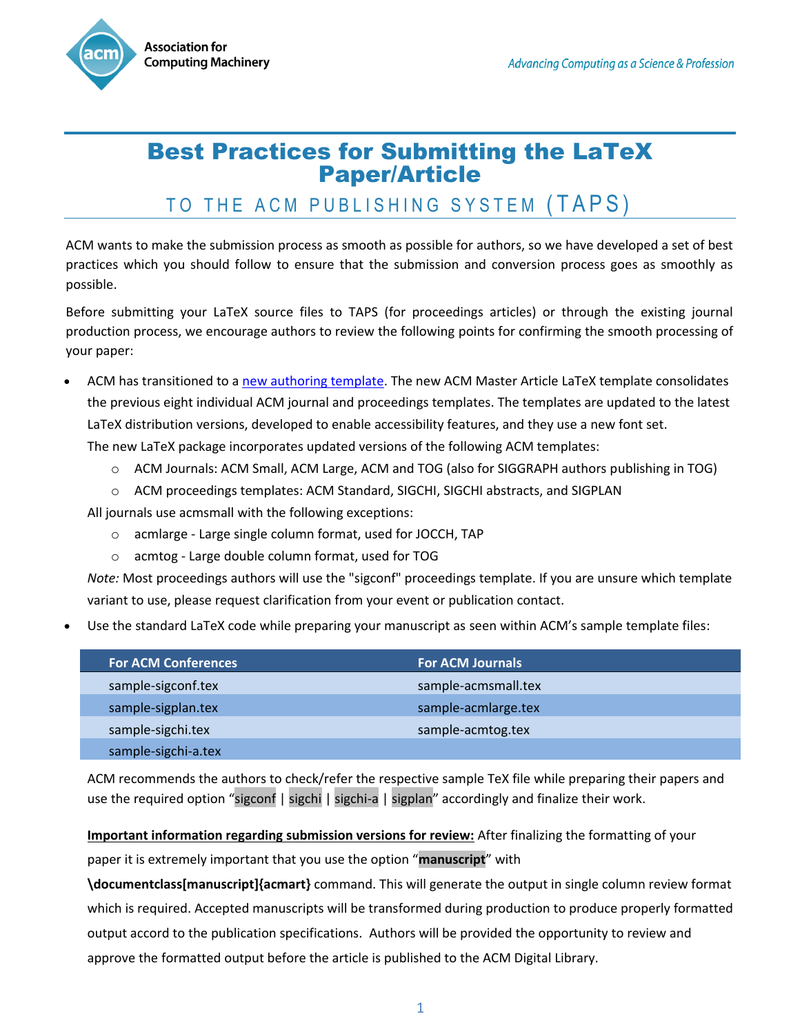Association for Computing Machinery

*Advancing Computing as a Science & Profession*

# Best Practices for Submitting the LaTeX Paper/Article

## TO THE ACM PUBLISHING SYSTEM (TAPS)

ACM wants to make the submission process as smooth as possible for authors, so we have developed a set of best practices which you should follow to ensure that the submission and conversion process goes as smoothly as possible.

Before submitting your LaTeX source files to TAPS (for proceedings articles) or through the existing journal production process, we encourage authors to review the following points for confirming the smooth processing of your paper:

- ACM has transitioned to a new authoring template. The new ACM Master Article LaTeX template consolidates the previous eight individual ACM journal and proceedings templates. The templates are updated to the latest LaTeX distribution versions, developed to enable accessibility features, and they use a new font set.
  The new LaTeX package incorporates updated versions of the following ACM templates:
  - ACM Journals: ACM Small, ACM Large, ACM and TOG (also for SIGGRAPH authors publishing in TOG)
  - ACM proceedings templates: ACM Standard, SIGCHI, SIGCHI abstracts, and SIGPLAN

  All journals use acmsmall with the following exceptions:
  - acmlarge - Large single column format, used for JOCCH, TAP
  - acmtog - Large double column format, used for TOG

  *Note:* Most proceedings authors will use the "sigconf" proceedings template. If you are unsure which template variant to use, please request clarification from your event or publication contact.

- Use the standard LaTeX code while preparing your manuscript as seen within ACM's sample template files:

| For ACM Conferences | For ACM Journals |
|---|---|
| sample-sigconf.tex | sample-acmsmall.tex |
| sample-sigplan.tex | sample-acmlarge.tex |
| sample-sigchi.tex | sample-acmtog.tex |
| sample-sigchi-a.tex | |

  ACM recommends the authors to check/refer the respective sample TeX file while preparing their papers and use the required option "sigconf | sigchi | sigchi-a | sigplan" accordingly and finalize their work.

  **Important information regarding submission versions for review:** After finalizing the formatting of your paper it is extremely important that you use the option "**manuscript**" with **\documentclass[manuscript]{acmart}** command. This will generate the output in single column review format which is required. Accepted manuscripts will be transformed during production to produce properly formatted output accord to the publication specifications. Authors will be provided the opportunity to review and approve the formatted output before the article is published to the ACM Digital Library.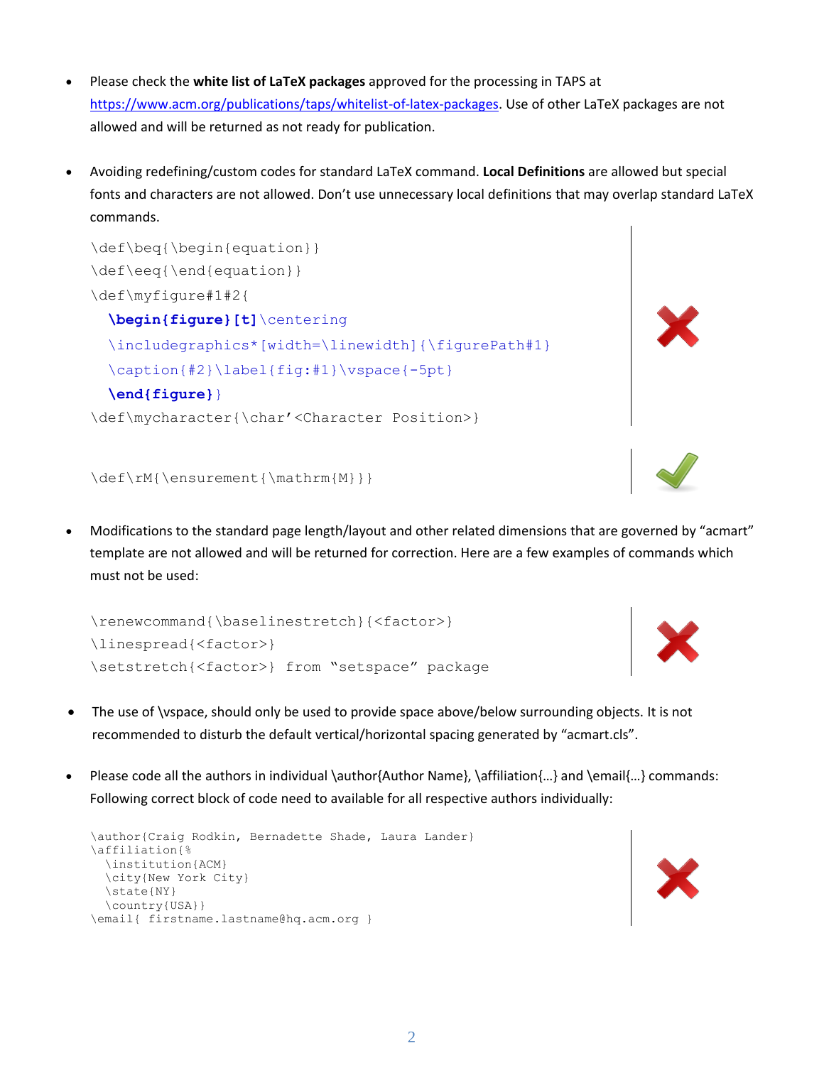- Please check the **white list of LaTeX packages** approved for the processing in TAPS at https://www.acm.org/publications/taps/whitelist-of-latex-packages. Use of other LaTeX packages are not allowed and will be returned as not ready for publication.

- Avoiding redefining/custom codes for standard LaTeX command. **Local Definitions** are allowed but special fonts and characters are not allowed. Don't use unnecessary local definitions that may overlap standard LaTeX commands.

```
\def\beq{\begin{equation}}
\def\eeq{\end{equation}}
\def\myfigure#1#2{
  \begin{figure}[t]\centering
  \includegraphics*[width=\linewidth]{\figurePath#1}
  \caption{#2}\label{fig:#1}\vspace{-5pt}
  \end{figure}}
\def\mycharacter{\char'<Character Position>}
```

```
\def\rM{\ensurement{\mathrm{M}}}
```

- Modifications to the standard page length/layout and other related dimensions that are governed by "acmart" template are not allowed and will be returned for correction. Here are a few examples of commands which must not be used:

```
\renewcommand{\baselinestretch}{<factor>}
\linespread{<factor>}
\setstretch{<factor>} from "setspace" package
```

- The use of \vspace, should only be used to provide space above/below surrounding objects. It is not recommended to disturb the default vertical/horizontal spacing generated by "acmart.cls".

- Please code all the authors in individual \author{Author Name}, \affiliation{…} and \email{…} commands: Following correct block of code need to available for all respective authors individually:

```
\author{Craig Rodkin, Bernadette Shade, Laura Lander}
\affiliation{%
  \institution{ACM}
  \city{New York City}
  \state{NY}
  \country{USA}}
\email{ firstname.lastname@hq.acm.org }
```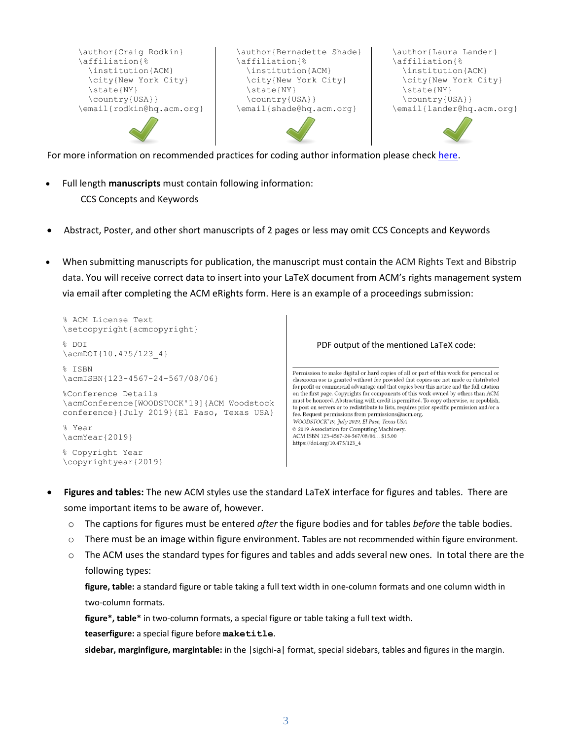```
\author{Craig Rodkin}
\affiliation{%
  \institution{ACM}
  \city{New York City}
  \state{NY}
  \country{USA}}
\email{rodkin@hq.acm.org}
```

```
\author{Bernadette Shade}
\affiliation{%
  \institution{ACM}
  \city{New York City}
  \state{NY}
  \country{USA}}
\email{shade@hq.acm.org}
```

```
\author{Laura Lander}
\affiliation{%
  \institution{ACM}
  \city{New York City}
  \state{NY}
  \country{USA}}
\email{lander@hq.acm.org}
```

For more information on recommended practices for coding author information please check here.

- Full length **manuscripts** must contain following information:
  CCS Concepts and Keywords

- Abstract, Poster, and other short manuscripts of 2 pages or less may omit CCS Concepts and Keywords

- When submitting manuscripts for publication, the manuscript must contain the ACM Rights Text and Bibstrip data. You will receive correct data to insert into your LaTeX document from ACM's rights management system via email after completing the ACM eRights form. Here is an example of a proceedings submission:

```
% ACM License Text
\setcopyright{acmcopyright}

% DOI
\acmDOI{10.475/123_4}

% ISBN
\acmISBN{123-4567-24-567/08/06}

%Conference Details
\acmConference[WOODSTOCK'19]{ACM Woodstock
conference}{July 2019}{El Paso, Texas USA}

% Year
\acmYear{2019}

% Copyright Year
\copyrightyear{2019}
```

PDF output of the mentioned LaTeX code:

Permission to make digital or hard copies of all or part of this work for personal or classroom use is granted without fee provided that copies are not made or distributed for profit or commercial advantage and that copies bear this notice and the full citation on the first page. Copyrights for components of this work owned by others than ACM must be honored. Abstracting with credit is permitted. To copy otherwise, or republish, to post on servers or to redistribute to lists, requires prior specific permission and/or a fee. Request permissions from permissions@acm.org.
*WOODSTOCK'19, July 2019, El Paso, Texas USA*
© 2019 Association for Computing Machinery.
ACM ISBN 123-4567-24-567/08/06…$15.00
https://doi.org/10.475/123_4

- **Figures and tables:** The new ACM styles use the standard LaTeX interface for figures and tables. There are some important items to be aware of, however.
  - The captions for figures must be entered *after* the figure bodies and for tables *before* the table bodies.
  - There must be an image within figure environment. Tables are not recommended within figure environment.
  - The ACM uses the standard types for figures and tables and adds several new ones. In total there are the following types:

    **figure, table:** a standard figure or table taking a full text width in one-column formats and one column width in two-column formats.

    **figure*, table*** in two-column formats, a special figure or table taking a full text width.

    **teaserfigure:** a special figure before **`maketitle`**.

    **sidebar, marginfigure, margintable:** in the |sigchi-a| format, special sidebars, tables and figures in the margin.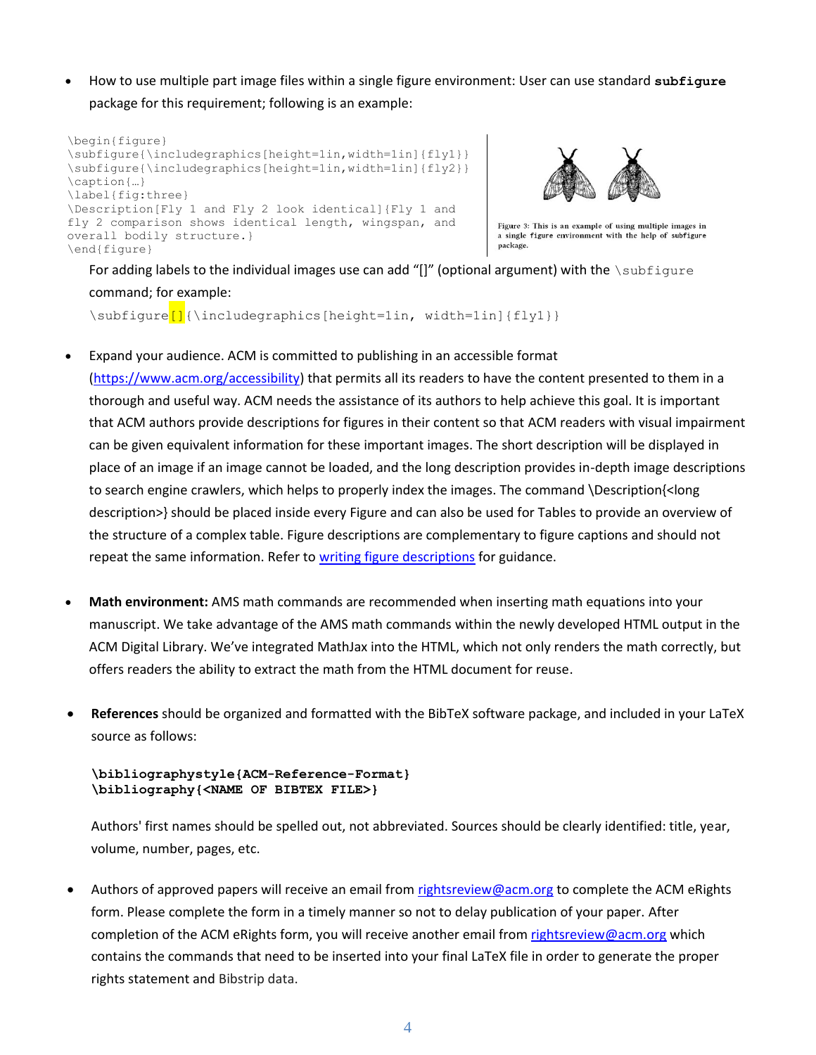- How to use multiple part image files within a single figure environment: User can use standard **subfigure** package for this requirement; following is an example:

```
\begin{figure}
\subfigure{\includegraphics[height=1in,width=1in]{fly1}}
\subfigure{\includegraphics[height=1in,width=1in]{fly2}}
\caption{…}
\label{fig:three}
\Description[Fly 1 and Fly 2 look identical]{Fly 1 and
fly 2 comparison shows identical length, wingspan, and
overall bodily structure.}
\end{figure}
```

Figure 3: This is an example of using multiple images in a single figure environment with the help of subfigure package.

For adding labels to the individual images use can add "[]" (optional argument) with the `\subfigure` command; for example:

```
\subfigure[]{\includegraphics[height=1in, width=1in]{fly1}}
```

- Expand your audience. ACM is committed to publishing in an accessible format (https://www.acm.org/accessibility) that permits all its readers to have the content presented to them in a thorough and useful way. ACM needs the assistance of its authors to help achieve this goal. It is important that ACM authors provide descriptions for figures in their content so that ACM readers with visual impairment can be given equivalent information for these important images. The short description will be displayed in place of an image if an image cannot be loaded, and the long description provides in-depth image descriptions to search engine crawlers, which helps to properly index the images. The command \Description{<long description>} should be placed inside every Figure and can also be used for Tables to provide an overview of the structure of a complex table. Figure descriptions are complementary to figure captions and should not repeat the same information. Refer to writing figure descriptions for guidance.

- **Math environment:** AMS math commands are recommended when inserting math equations into your manuscript. We take advantage of the AMS math commands within the newly developed HTML output in the ACM Digital Library. We've integrated MathJax into the HTML, which not only renders the math correctly, but offers readers the ability to extract the math from the HTML document for reuse.

- **References** should be organized and formatted with the BibTeX software package, and included in your LaTeX source as follows:

```
\bibliographystyle{ACM-Reference-Format}
\bibliography{<NAME OF BIBTEX FILE>}
```

Authors' first names should be spelled out, not abbreviated. Sources should be clearly identified: title, year, volume, number, pages, etc.

- Authors of approved papers will receive an email from rightsreview@acm.org to complete the ACM eRights form. Please complete the form in a timely manner so not to delay publication of your paper. After completion of the ACM eRights form, you will receive another email from rightsreview@acm.org which contains the commands that need to be inserted into your final LaTeX file in order to generate the proper rights statement and Bibstrip data.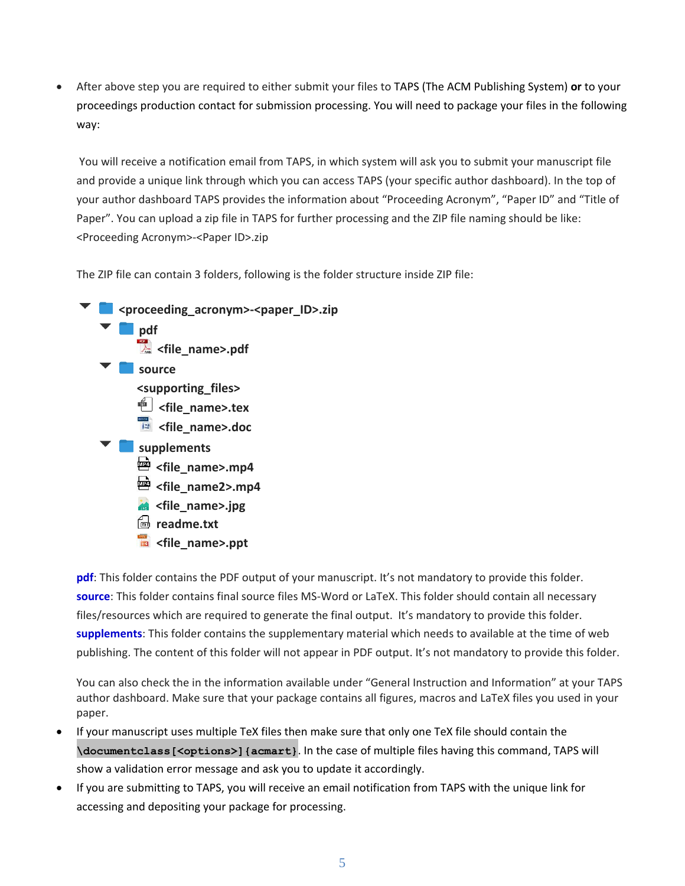- After above step you are required to either submit your files to TAPS (The ACM Publishing System) **or** to your proceedings production contact for submission processing. You will need to package your files in the following way:

  You will receive a notification email from TAPS, in which system will ask you to submit your manuscript file and provide a unique link through which you can access TAPS (your specific author dashboard). In the top of your author dashboard TAPS provides the information about "Proceeding Acronym", "Paper ID" and "Title of Paper". You can upload a zip file in TAPS for further processing and the ZIP file naming should be like: <Proceeding Acronym>-<Paper ID>.zip

  The ZIP file can contain 3 folders, following is the folder structure inside ZIP file:

  ```
  <proceeding_acronym>-<paper_ID>.zip
      pdf
          <file_name>.pdf
      source
          <supporting_files>
          <file_name>.tex
          <file_name>.doc
      supplements
          <file_name>.mp4
          <file_name2>.mp4
          <file_name>.jpg
          readme.txt
          <file_name>.ppt
  ```

  **pdf**: This folder contains the PDF output of your manuscript. It's not mandatory to provide this folder.
  **source**: This folder contains final source files MS-Word or LaTeX. This folder should contain all necessary files/resources which are required to generate the final output. It's mandatory to provide this folder.
  **supplements**: This folder contains the supplementary material which needs to available at the time of web publishing. The content of this folder will not appear in PDF output. It's not mandatory to provide this folder.

  You can also check the in the information available under "General Instruction and Information" at your TAPS author dashboard. Make sure that your package contains all figures, macros and LaTeX files you used in your paper.

- If your manuscript uses multiple TeX files then make sure that only one TeX file should contain the `\documentclass[<options>]{acmart}`. In the case of multiple files having this command, TAPS will show a validation error message and ask you to update it accordingly.
- If you are submitting to TAPS, you will receive an email notification from TAPS with the unique link for accessing and depositing your package for processing.